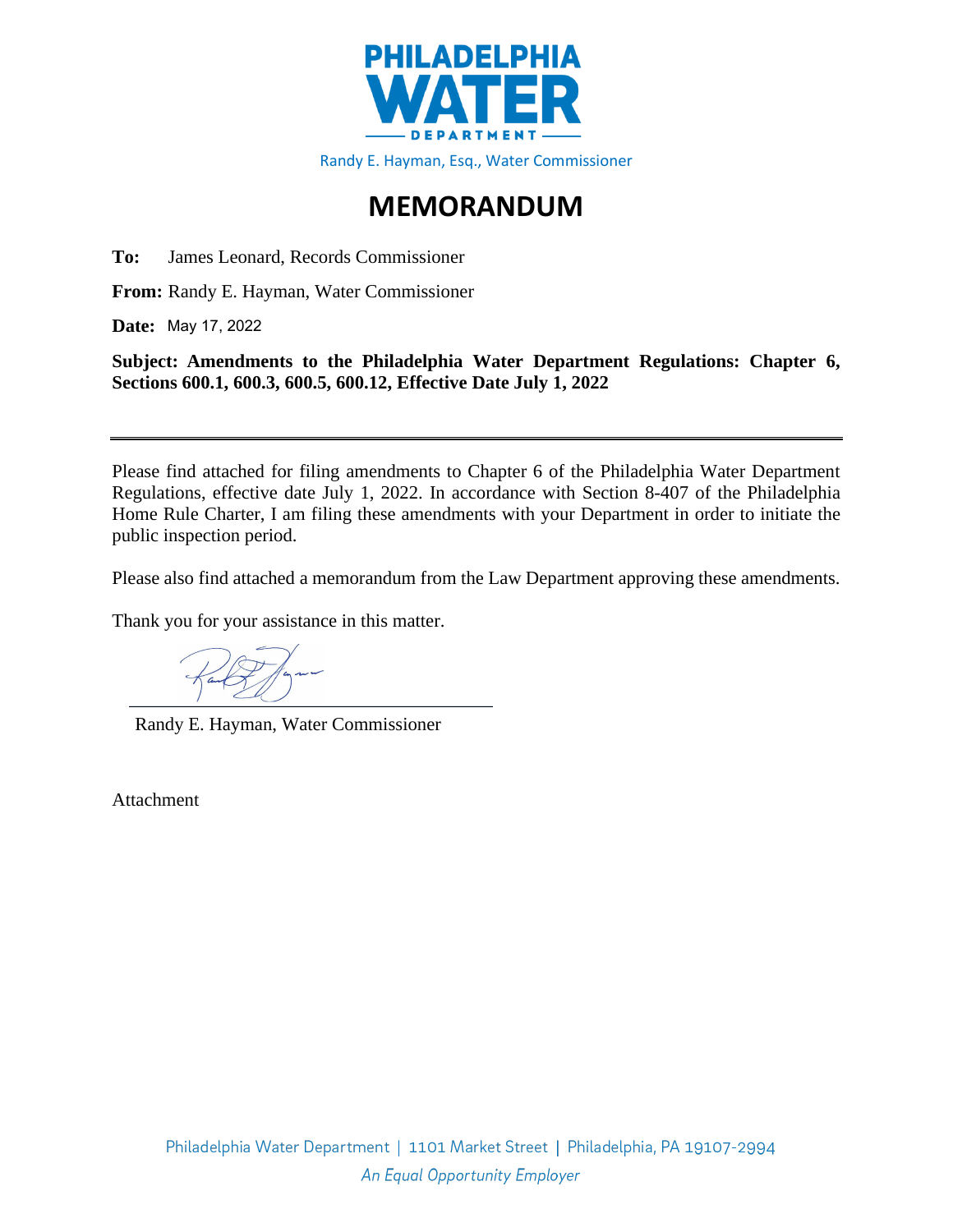# PHILADELPHIA WATER DEPARTMENT

Randy E. Hayman, Esq., Water Commissioner

## MEMORANDUM

**To:** James Leonard, Records Commissioner

**From:** Randy E. Hayman, Water Commissioner

**Date:** May 17, 2022

**Subject: Amendments to the Philadelphia Water Department Regulations: Chapter 6, Sections 600.1, 600.3, 600.5, 600.12, Effective Date July 1, 2022**

---

Please find attached for filing amendments to Chapter 6 of the Philadelphia Water Department Regulations, effective date July 1, 2022. In accordance with Section 8-407 of the Philadelphia Home Rule Charter, I am filing these amendments with your Department in order to initiate the public inspection period.

Please also find attached a memorandum from the Law Department approving these amendments.

Thank you for your assistance in this matter.

Randy E. Hayman, Water Commissioner

Attachment

Philadelphia Water Department | 1101 Market Street | Philadelphia, PA 19107-2994

*An Equal Opportunity Employer*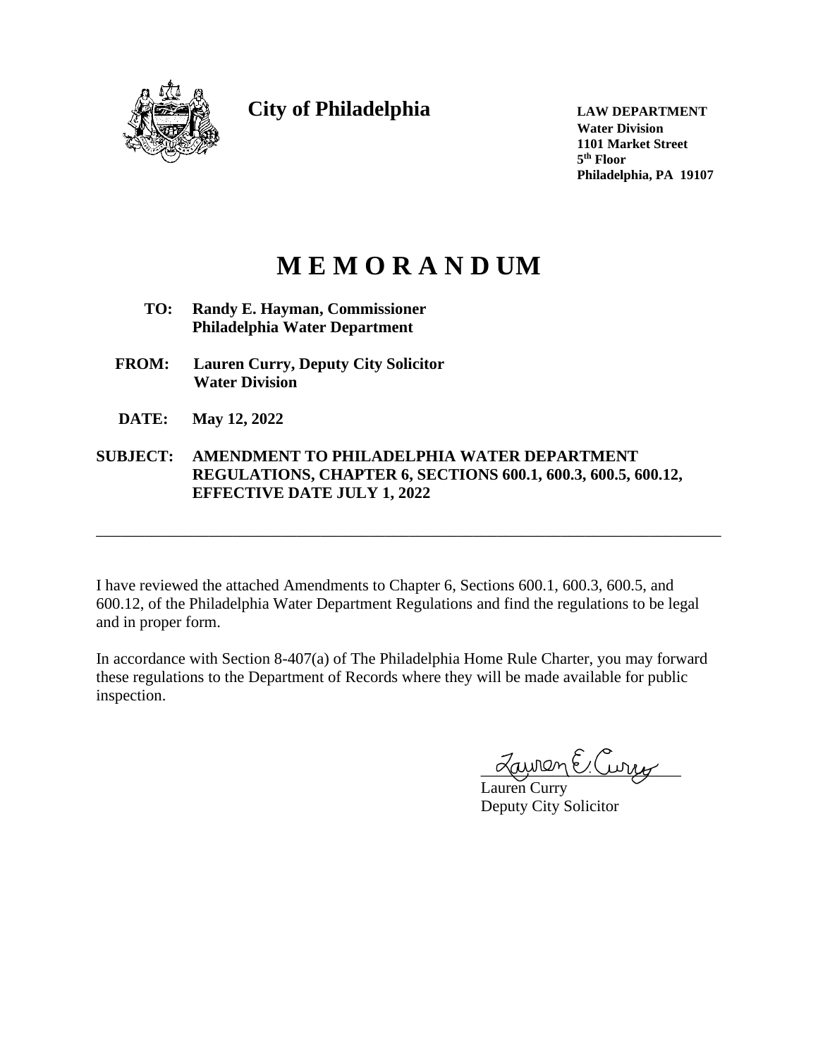**City of Philadelphia**

**LAW DEPARTMENT**
**Water Division**
**1101 Market Street**
**5th Floor**
**Philadelphia, PA 19107**

# M E M O R A N D UM

**TO:** **Randy E. Hayman, Commissioner**
**Philadelphia Water Department**

**FROM:** **Lauren Curry, Deputy City Solicitor**
**Water Division**

**DATE:** **May 12, 2022**

**SUBJECT:** **AMENDMENT TO PHILADELPHIA WATER DEPARTMENT REGULATIONS, CHAPTER 6, SECTIONS 600.1, 600.3, 600.5, 600.12, EFFECTIVE DATE JULY 1, 2022**

---

I have reviewed the attached Amendments to Chapter 6, Sections 600.1, 600.3, 600.5, and 600.12, of the Philadelphia Water Department Regulations and find the regulations to be legal and in proper form.

In accordance with Section 8-407(a) of The Philadelphia Home Rule Charter, you may forward these regulations to the Department of Records where they will be made available for public inspection.

Lauren E. Curry

Lauren Curry
Deputy City Solicitor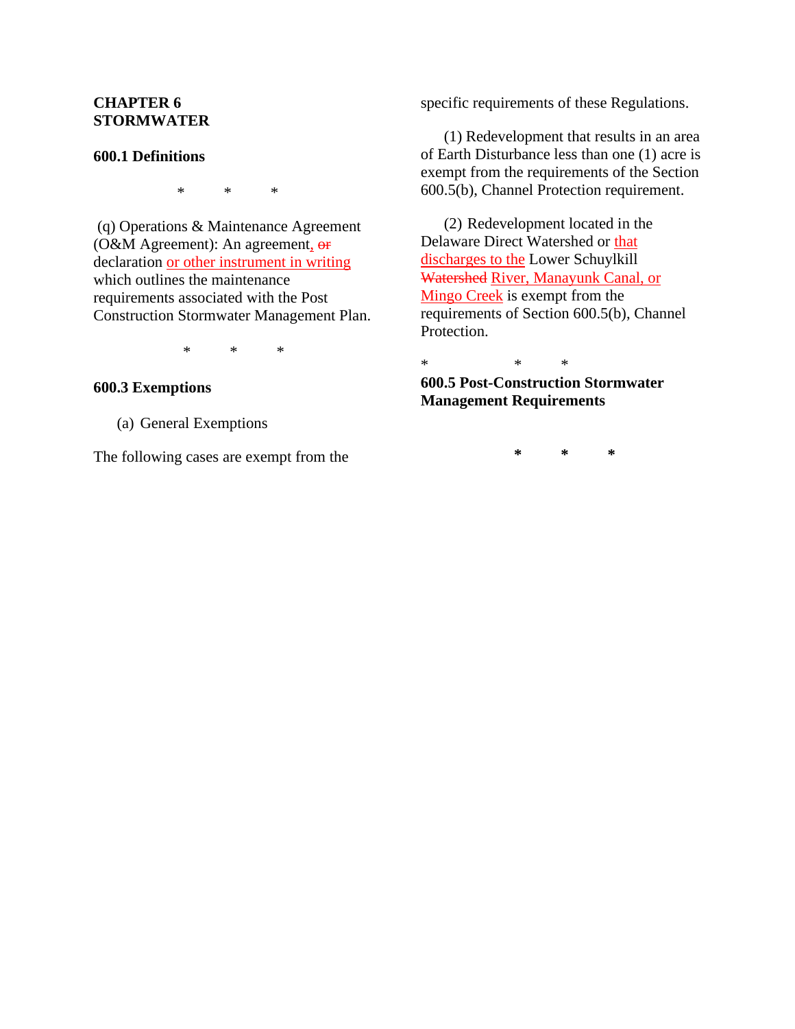**CHAPTER 6**
**STORMWATER**

**600.1 Definitions**

\*  \*  \*

(q) Operations & Maintenance Agreement (O&M Agreement): An agreement, ~~or~~ declaration <u>or other instrument in writing</u> which outlines the maintenance requirements associated with the Post Construction Stormwater Management Plan.

\*  \*  \*

**600.3 Exemptions**

(a) General Exemptions

The following cases are exempt from the specific requirements of these Regulations.

(1) Redevelopment that results in an area of Earth Disturbance less than one (1) acre is exempt from the requirements of the Section 600.5(b), Channel Protection requirement.

(2) Redevelopment located in the Delaware Direct Watershed or <u>that discharges to the</u> Lower Schuylkill ~~Watershed~~ <u>River, Manayunk Canal, or Mingo Creek</u> is exempt from the requirements of Section 600.5(b), Channel Protection.

\*  \*  \*

**600.5 Post-Construction Stormwater Management Requirements**

\*  \*  \*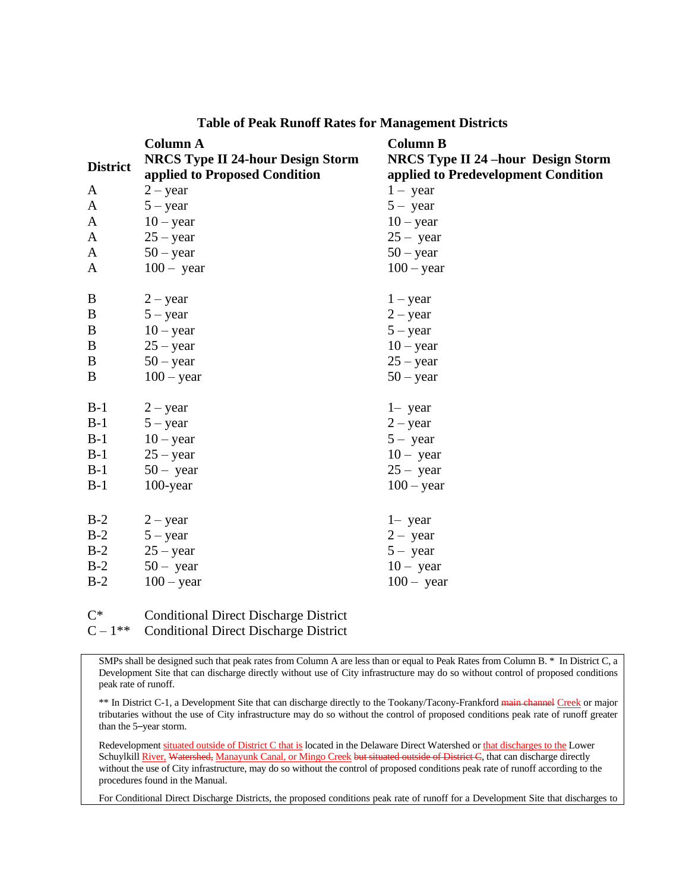## Table of Peak Runoff Rates for Management Districts

| District | Column A<br>NRCS Type II 24-hour Design Storm applied to Proposed Condition | Column B<br>NRCS Type II 24 –hour Design Storm applied to Predevelopment Condition |
|---|---|---|
| A | 2 – year | 1 – year |
| A | 5 – year | 5 – year |
| A | 10 – year | 10 – year |
| A | 25 – year | 25 – year |
| A | 50 – year | 50 – year |
| A | 100 – year | 100 – year |
| B | 2 – year | 1 – year |
| B | 5 – year | 2 – year |
| B | 10 – year | 5 – year |
| B | 25 – year | 10 – year |
| B | 50 – year | 25 – year |
| B | 100 – year | 50 – year |
| B-1 | 2 – year | 1– year |
| B-1 | 5 – year | 2 – year |
| B-1 | 10 – year | 5 – year |
| B-1 | 25 – year | 10 – year |
| B-1 | 50 – year | 25 – year |
| B-1 | 100-year | 100 – year |
| B-2 | 2 – year | 1– year |
| B-2 | 5 – year | 2 – year |
| B-2 | 25 – year | 5 – year |
| B-2 | 50 – year | 10 – year |
| B-2 | 100 – year | 100 – year |
| C* | Conditional Direct Discharge District | |
| C – 1** | Conditional Direct Discharge District | |

SMPs shall be designed such that peak rates from Column A are less than or equal to Peak Rates from Column B. * In District C, a Development Site that can discharge directly without use of City infrastructure may do so without control of proposed conditions peak rate of runoff.

** In District C-1, a Development Site that can discharge directly to the Tookany/Tacony-Frankford ~~main channel~~ Creek or major tributaries without the use of City infrastructure may do so without the control of proposed conditions peak rate of runoff greater than the 5–year storm.

Redevelopment situated outside of District C that is located in the Delaware Direct Watershed or that discharges to the Lower Schuylkill River, ~~Watershed,~~ Manayunk Canal, or Mingo Creek ~~but situated outside of District C~~, that can discharge directly without the use of City infrastructure, may do so without the control of proposed conditions peak rate of runoff according to the procedures found in the Manual.

For Conditional Direct Discharge Districts, the proposed conditions peak rate of runoff for a Development Site that discharges to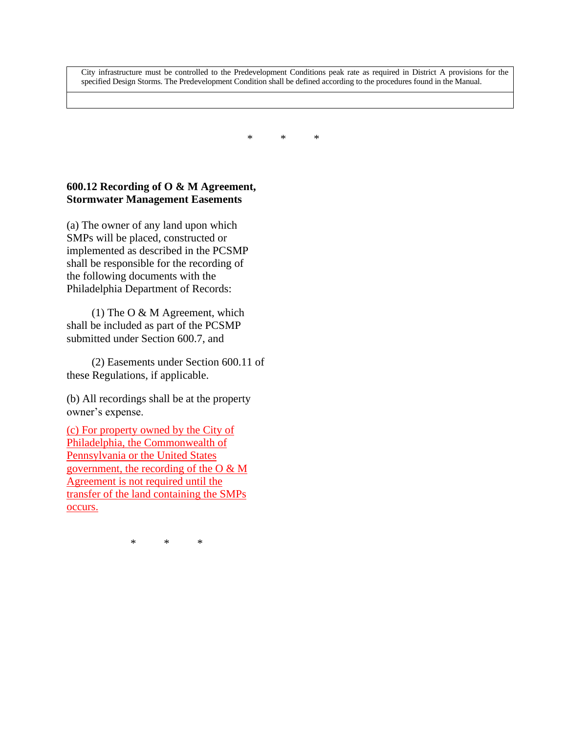| City infrastructure must be controlled to the Predevelopment Conditions peak rate as required in District A provisions for the specified Design Storms. The Predevelopment Condition shall be defined according to the procedures found in the Manual. |
| --- |
| |

\* \* \*

**600.12 Recording of O & M Agreement, Stormwater Management Easements**

(a) The owner of any land upon which SMPs will be placed, constructed or implemented as described in the PCSMP shall be responsible for the recording of the following documents with the Philadelphia Department of Records:

(1) The O & M Agreement, which shall be included as part of the PCSMP submitted under Section 600.7, and

(2) Easements under Section 600.11 of these Regulations, if applicable.

(b) All recordings shall be at the property owner's expense.

<u>(c) For property owned by the City of Philadelphia, the Commonwealth of Pennsylvania or the United States government, the recording of the O & M Agreement is not required until the transfer of the land containing the SMPs occurs.</u>

\* \* \*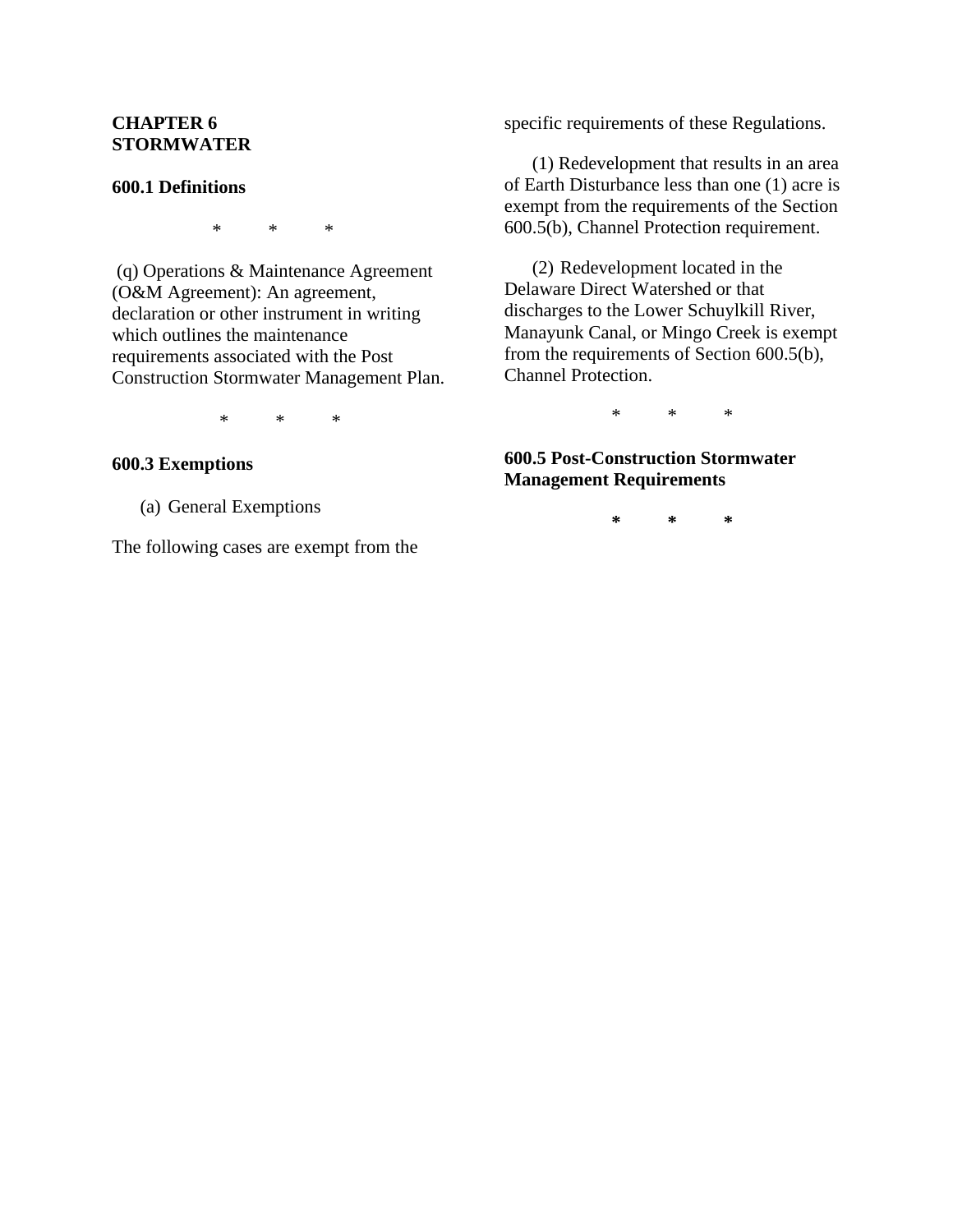**CHAPTER 6**
**STORMWATER**

**600.1 Definitions**

\*        \*        \*

(q) Operations & Maintenance Agreement (O&M Agreement): An agreement, declaration or other instrument in writing which outlines the maintenance requirements associated with the Post Construction Stormwater Management Plan.

\*        \*        \*

**600.3 Exemptions**

(a) General Exemptions

The following cases are exempt from the specific requirements of these Regulations.

(1) Redevelopment that results in an area of Earth Disturbance less than one (1) acre is exempt from the requirements of the Section 600.5(b), Channel Protection requirement.

(2) Redevelopment located in the Delaware Direct Watershed or that discharges to the Lower Schuylkill River, Manayunk Canal, or Mingo Creek is exempt from the requirements of Section 600.5(b), Channel Protection.

\*        \*        \*

**600.5 Post-Construction Stormwater Management Requirements**

**\*        \*        \***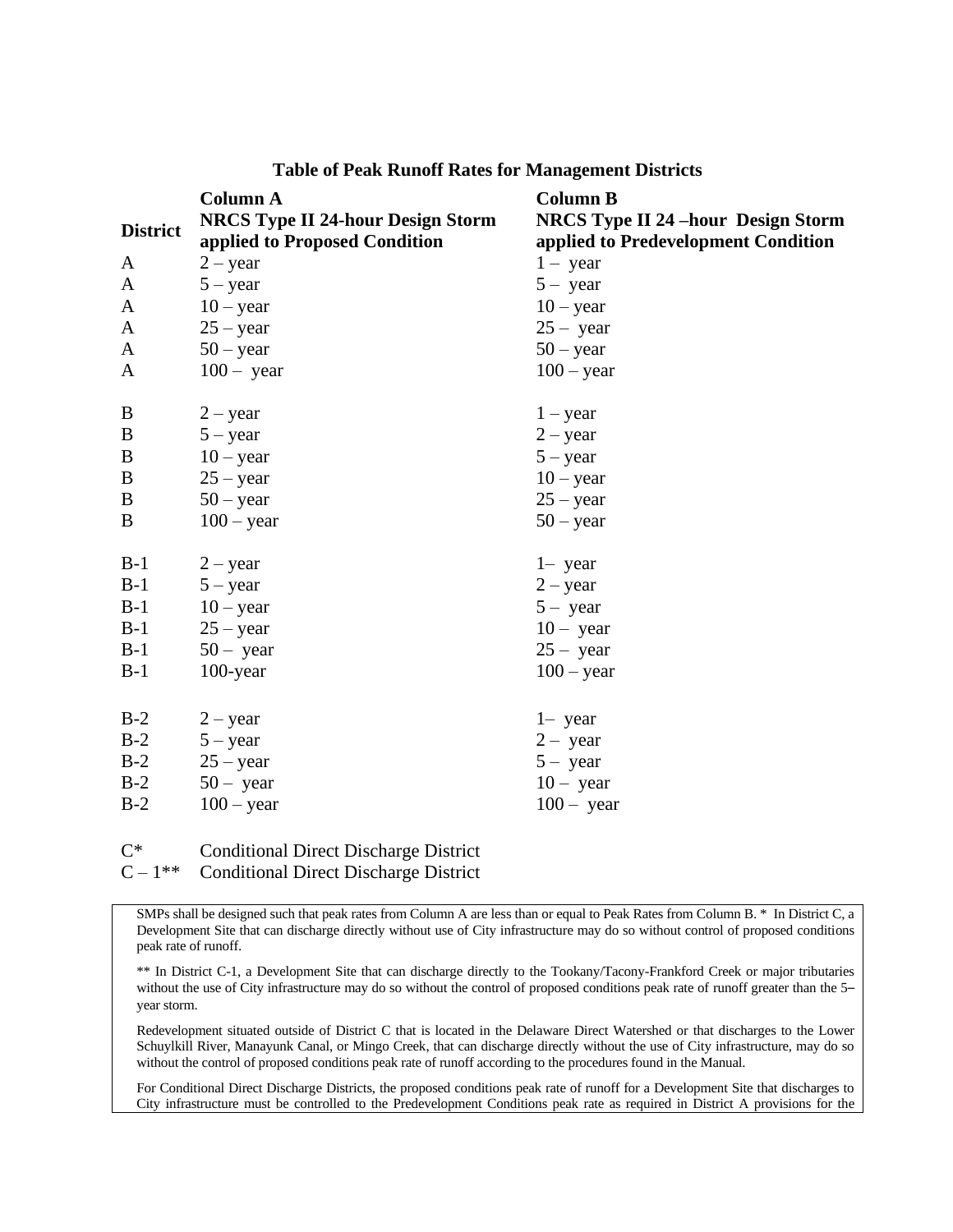### Table of Peak Runoff Rates for Management Districts

| District | Column A<br>NRCS Type II 24-hour Design Storm applied to Proposed Condition | Column B<br>NRCS Type II 24 –hour Design Storm applied to Predevelopment Condition |
|---|---|---|
| A | 2 – year | 1 – year |
| A | 5 – year | 5 – year |
| A | 10 – year | 10 – year |
| A | 25 – year | 25 – year |
| A | 50 – year | 50 – year |
| A | 100 – year | 100 – year |
| B | 2 – year | 1 – year |
| B | 5 – year | 2 – year |
| B | 10 – year | 5 – year |
| B | 25 – year | 10 – year |
| B | 50 – year | 25 – year |
| B | 100 – year | 50 – year |
| B-1 | 2 – year | 1– year |
| B-1 | 5 – year | 2 – year |
| B-1 | 10 – year | 5 – year |
| B-1 | 25 – year | 10 – year |
| B-1 | 50 – year | 25 – year |
| B-1 | 100-year | 100 – year |
| B-2 | 2 – year | 1– year |
| B-2 | 5 – year | 2 – year |
| B-2 | 25 – year | 5 – year |
| B-2 | 50 – year | 10 – year |
| B-2 | 100 – year | 100 – year |
| C* | Conditional Direct Discharge District | |
| C – 1** | Conditional Direct Discharge District | |

SMPs shall be designed such that peak rates from Column A are less than or equal to Peak Rates from Column B. * In District C, a Development Site that can discharge directly without use of City infrastructure may do so without control of proposed conditions peak rate of runoff.

** In District C-1, a Development Site that can discharge directly to the Tookany/Tacony-Frankford Creek or major tributaries without the use of City infrastructure may do so without the control of proposed conditions peak rate of runoff greater than the 5-year storm.

Redevelopment situated outside of District C that is located in the Delaware Direct Watershed or that discharges to the Lower Schuylkill River, Manayunk Canal, or Mingo Creek, that can discharge directly without the use of City infrastructure, may do so without the control of proposed conditions peak rate of runoff according to the procedures found in the Manual.

For Conditional Direct Discharge Districts, the proposed conditions peak rate of runoff for a Development Site that discharges to City infrastructure must be controlled to the Predevelopment Conditions peak rate as required in District A provisions for the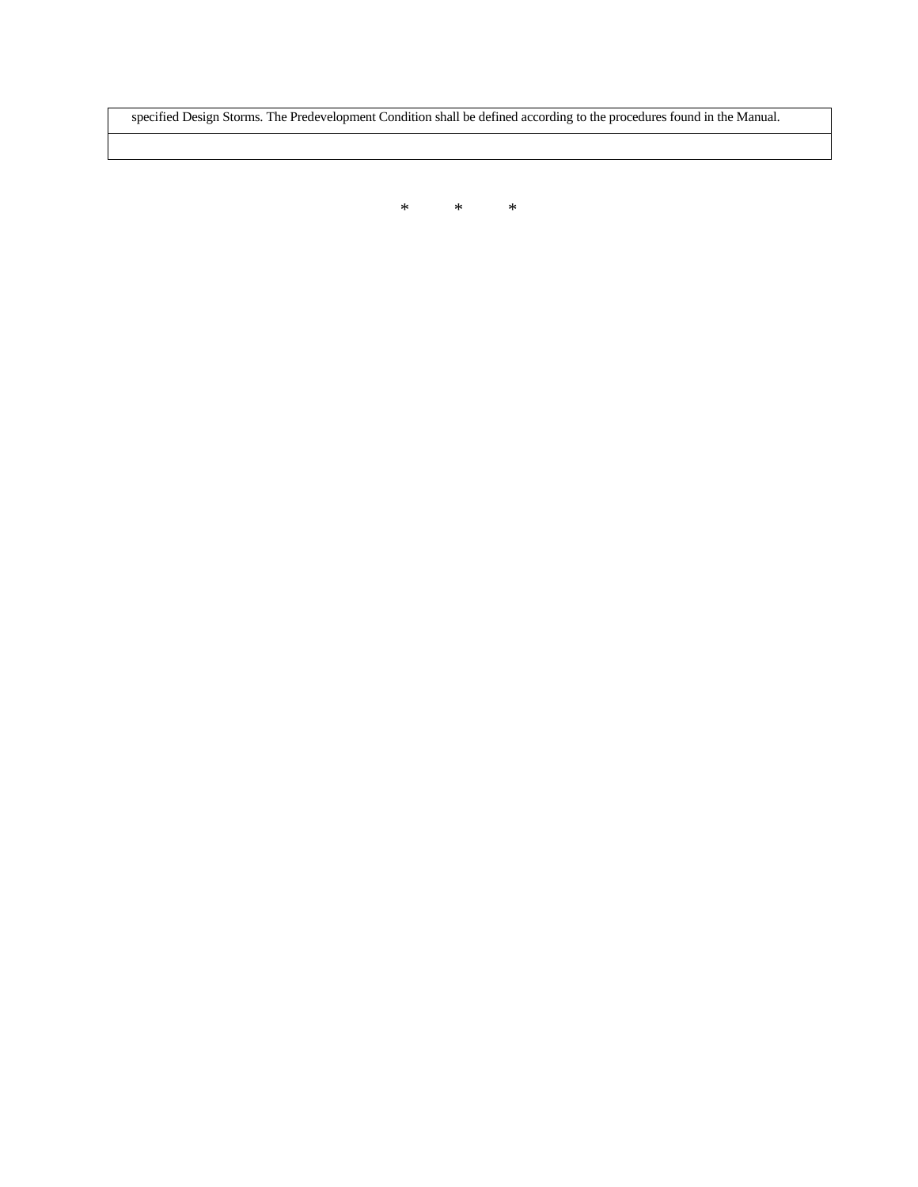| specified Design Storms. The Predevelopment Condition shall be defined according to the procedures found in the Manual. |
|---|
| |

\*          \*          \*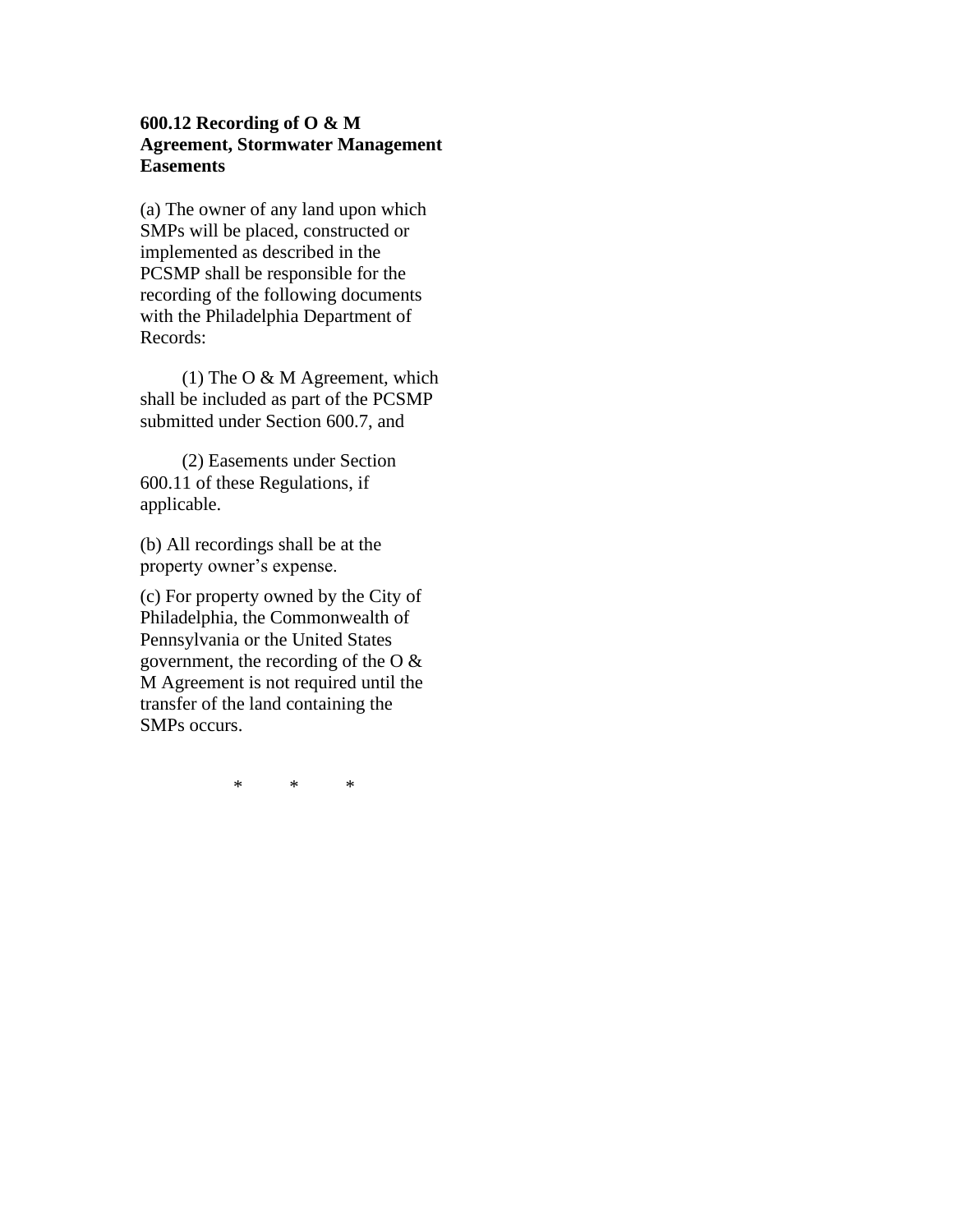**600.12 Recording of O & M Agreement, Stormwater Management Easements**

(a) The owner of any land upon which SMPs will be placed, constructed or implemented as described in the PCSMP shall be responsible for the recording of the following documents with the Philadelphia Department of Records:

(1) The O & M Agreement, which shall be included as part of the PCSMP submitted under Section 600.7, and

(2) Easements under Section 600.11 of these Regulations, if applicable.

(b) All recordings shall be at the property owner's expense.

(c) For property owned by the City of Philadelphia, the Commonwealth of Pennsylvania or the United States government, the recording of the O & M Agreement is not required until the transfer of the land containing the SMPs occurs.

\* \* \*